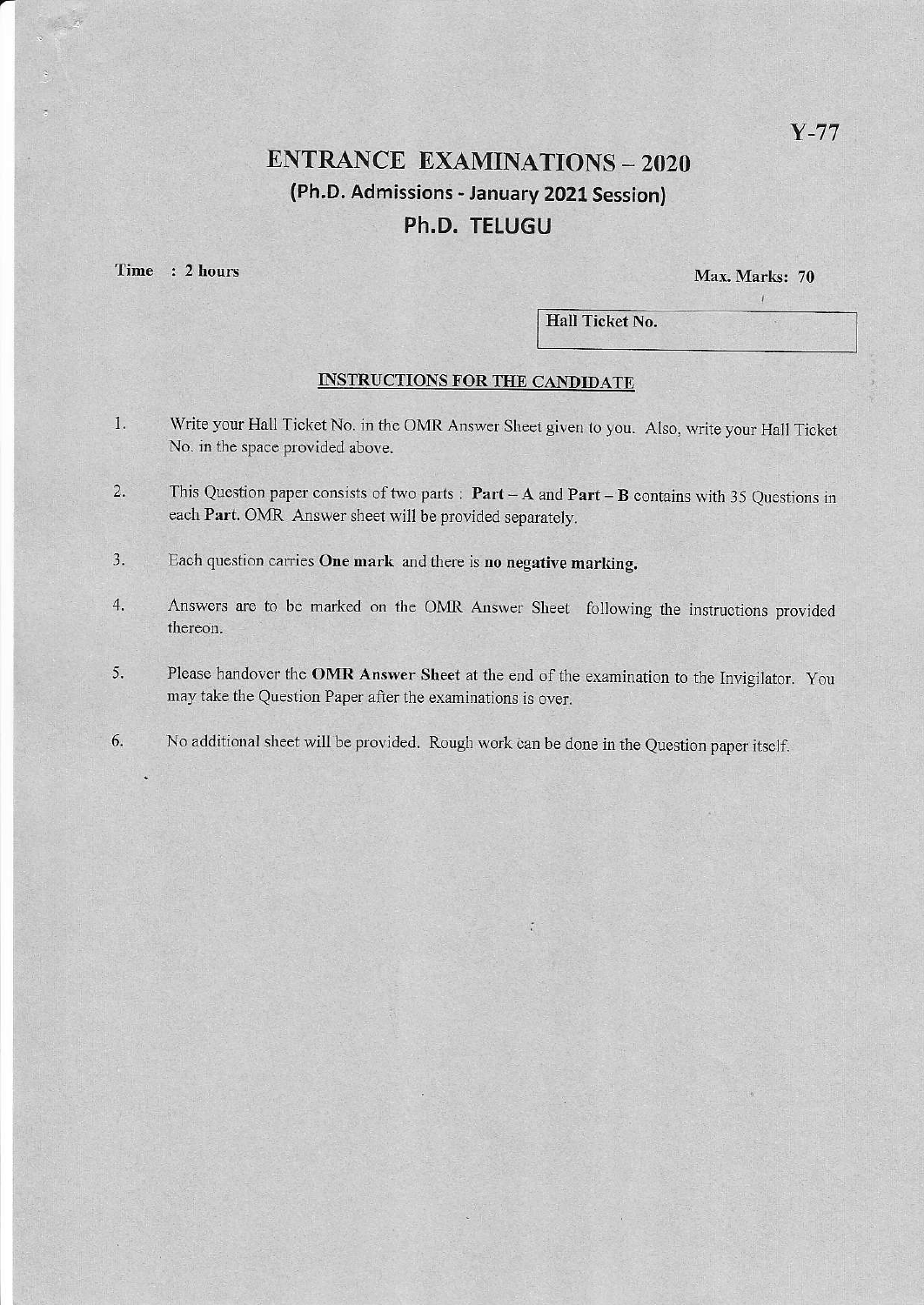Y-77

# ENTRANCE EXAMINATIONS – 2020

## (Ph.D. Admissions - January 2021 Session)

## Ph.D. TELUGU

**Time : 2 hours** **Max. Marks: 70**

| Hall Ticket No. |
|---|

### INSTRUCTIONS FOR THE CANDIDATE

1. Write your Hall Ticket No. in the OMR Answer Sheet given to you. Also, write your Hall Ticket No. in the space provided above.
2. This Question paper consists of two parts : **Part – A** and **Part – B** contains with 35 Questions in each **Part.** OMR Answer sheet will be provided separately.
3. Each question carries **One mark** and there is **no negative marking.**
4. Answers are to be marked on the OMR Answer Sheet following the instructions provided thereon.
5. Please handover the **OMR Answer Sheet** at the end of the examination to the Invigilator. You may take the Question Paper after the examinations is over.
6. No additional sheet will be provided. Rough work can be done in the Question paper itself.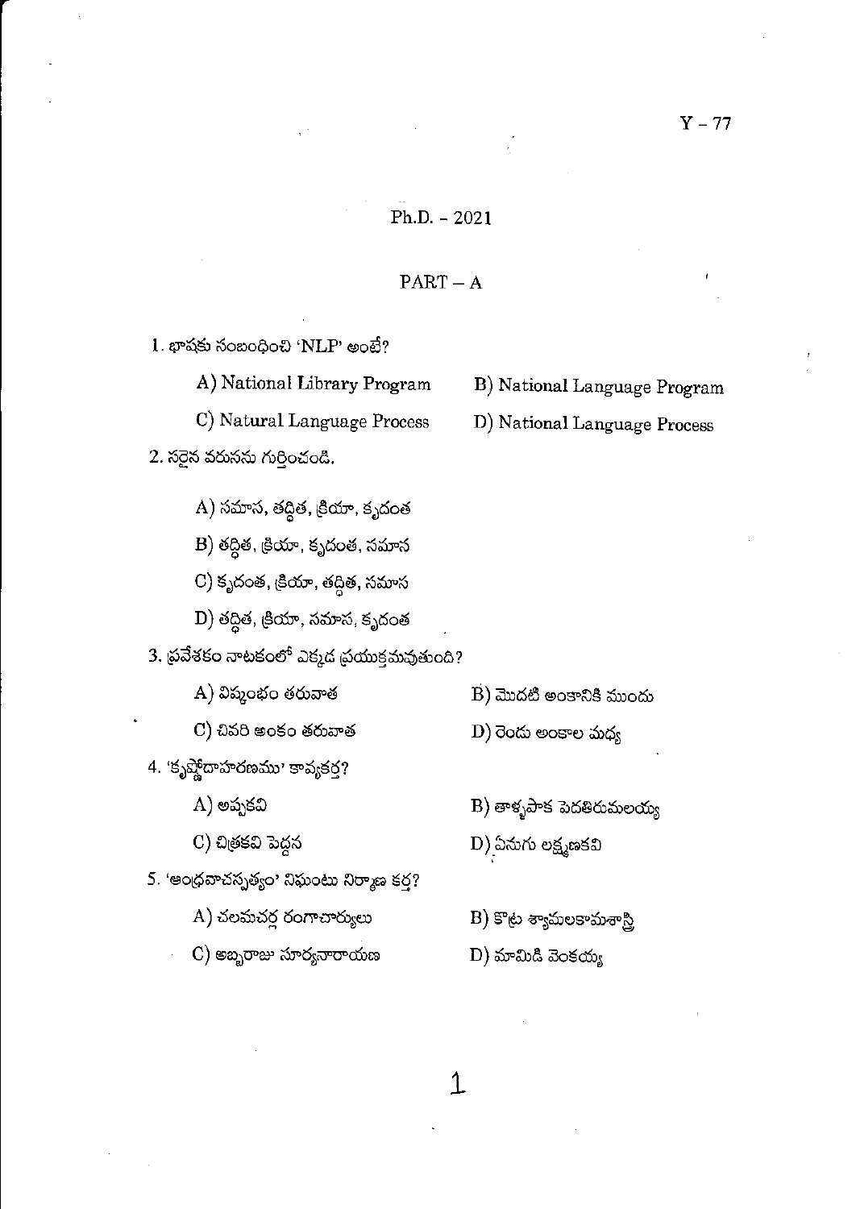Y – 77

Ph.D. - 2021

## PART – A

1. భాషకు సంబంధించి 'NLP' అంటే?

   A) National Library Program
   B) National Language Program
   C) Natural Language Process
   D) National Language Process

2. సరైన వరుసను గుర్తించండి.

   A) సమాస, తద్ధిత, క్రియా, కృదంత
   B) తద్ధిత, క్రియా, కృదంత, సమాస
   C) కృదంత, క్రియా, తద్ధిత, సమాస
   D) తద్ధిత, క్రియా, సమాస, కృదంత

3. ప్రవేశకం నాటకంలో ఎక్కడ ప్రయుక్తమవుతుంది?

   A) విష్కంభం తరువాత
   B) మొదటి అంకానికి ముందు
   C) చివరి అంకం తరువాత
   D) రెండు అంకాల మధ్య

4. 'కృష్ణోదాహరణము' కావ్యకర్త?

   A) అప్పకవి
   B) తాళ్ళపాక పెదతిరుమలయ్య
   C) చిత్రకవి పెద్దన
   D) ఏనుగు లక్ష్మణకవి

5. 'ఆంధ్రవాచస్పత్యం' నిఘంటు నిర్మాణ కర్త?

   A) చలమచర్ల రంగాచార్యులు
   B) కొట్ట శ్యామలకామశాస్త్రి
   C) అబ్బరాజు సూర్యనారాయణ
   D) మామిడి వెంకయ్య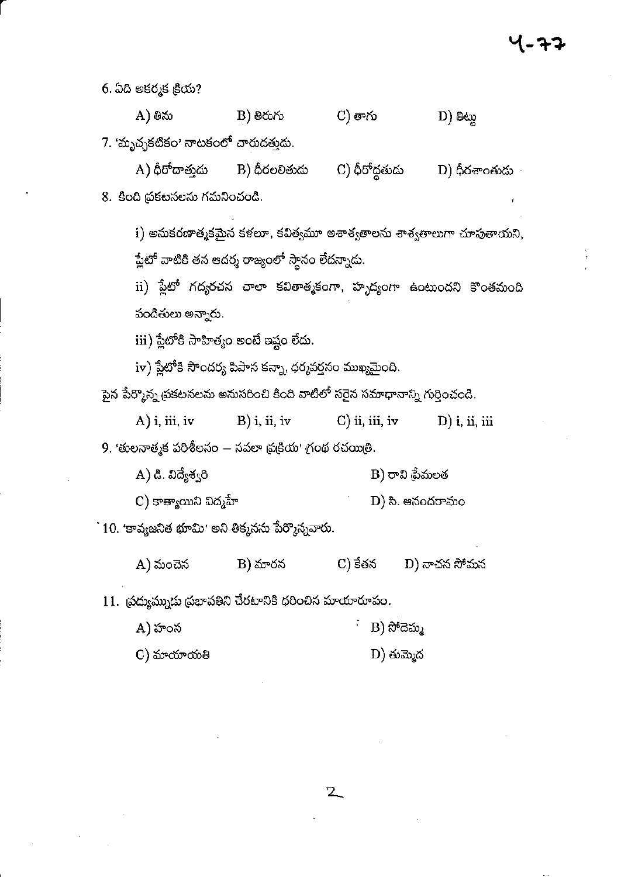6. ఏది అకర్మక క్రియ?

A) తిను B) తిరుగు C) తాగు D) తిట్టు

7. 'మృచ్ఛకటికం' నాటకంలో చారుదత్తుడు.

A) ధీరోదాత్తుడు B) ధీరలలితుడు C) ధీరోద్ధతుడు D) ధీరశాంతుడు

8. కింది ప్రకటనలను గమనించండి.

i) అనుకరణాత్మకమైన కళలూ, కవిత్వమూ అశాశ్వతాలను శాశ్వతాలుగా చూపుతాయని, ప్లేటో వాటికి తన ఆదర్శ రాజ్యంలో స్థానం లేదన్నాడు.

ii) ప్లేటో గద్యరచన చాలా కవితాత్మకంగా, హృద్యంగా ఉంటుందని కొంతమంది పండితులు అన్నారు.

iii) ప్లేటోకి సాహిత్యం అంటే ఇష్టం లేదు.

iv) ప్లేటోకి సౌందర్య పిపాస కన్నా, ధర్మవర్తనం ముఖ్యమైంది.

పైన పేర్కొన్న ప్రకటనలను అనుసరించి కింది వాటిలో సరైన సమాధానాన్ని గుర్తించండి.

A) i, iii, iv B) i, ii, iv C) ii, iii, iv D) i, ii, iii

9. 'తులనాత్మక పరిశీలనం – నవలా ప్రక్రియ' గ్రంథ రచయిత్రి.

A) డి. విద్యేశ్వరి B) రావి ప్రేమలత

C) కాత్యాయిని విద్మహే D) సి. ఆనందరామం

10. 'కావ్యజనిత భూమి' అని తిక్కనను పేర్కొన్నవారు.

A) మంచెన B) మారన C) కేతన D) నాచన సోమన

11. ప్రద్యుమ్నుడు ప్రభావతిని చేరటానికి ధరించిన మాయారూపం.

A) హంస B) సోదెమ్మ

C) మాయాయతి D) తుమ్మెద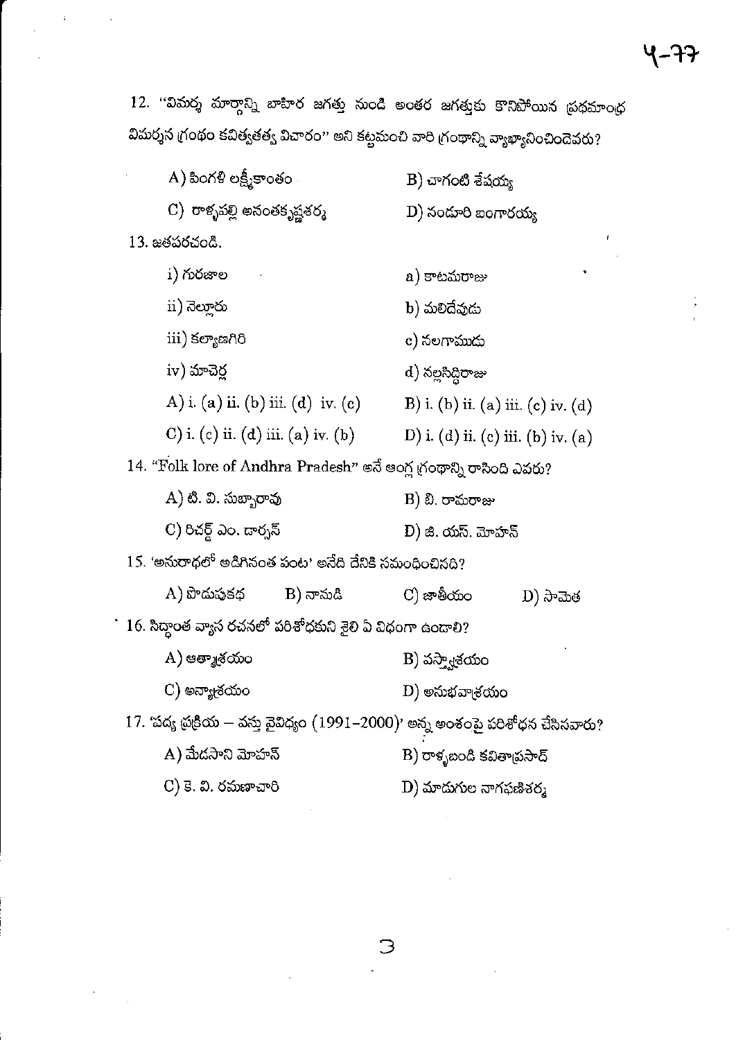12. "విమర్శ మార్గాన్ని బాహిర జగత్తు నుండి అంతర జగత్తుకు కొనిపోయిన ప్రథమాంధ్ర విమర్శన గ్రంథం కవిత్వతత్త్వ విచారం" అని కట్టమంచి వారి గ్రంథాన్ని వ్యాఖ్యానించిందెవరు?

A) పింగళి లక్ష్మీకాంతం
B) చాగంటి శేషయ్య
C) రాళ్ళపల్లి అనంతకృష్ణశర్మ
D) నండూరి బంగారయ్య

13. జతపరచండి.

i) గురజాల — a) కాటమరాజు
ii) నెల్లూరు — b) మలిదేవుడు
iii) కల్యాణగిరి — c) నలగాముడు
iv) మాచెర్ల — d) నల్లసిద్ధిరాజు

A) i. (a) ii. (b) iii. (d) iv. (c)
B) i. (b) ii. (a) iii. (c) iv. (d)
C) i. (c) ii. (d) iii. (a) iv. (b)
D) i. (d) ii. (c) iii. (b) iv. (a)

14. "Folk lore of Andhra Pradesh" అనే ఆంగ్ల గ్రంథాన్ని రాసింది ఎవరు?

A) టి. వి. సుబ్బారావు
B) బి. రామరాజు
C) రిచర్డ్ ఎం. డార్సన్
D) జి. యస్. మోహన్

15. 'అనురాధలో అడిగినంత పంట' అనేది దేనికి సమంధించినది?

A) పొడుపుకథ
B) నానుడి
C) జాతీయం
D) సామెత

16. సిద్ధాంత వ్యాస రచనలో పరిశోధకుని శైలి ఏ విధంగా ఉండాలి?

A) ఆత్మాశ్రయం
B) వస్త్వాశ్రయం
C) అన్యాశ్రయం
D) అనుభవాశ్రయం

17. 'పద్య ప్రక్రియ – వస్తు వైవిధ్యం (1991–2000)' అన్న అంశంపై పరిశోధన చేసినవారు?

A) మేడసాని మోహన్
B) రాళ్ళబండి కవితాప్రసాద్
C) కె. వి. రమణాచారి
D) మాడుగుల నాగఫణిశర్మ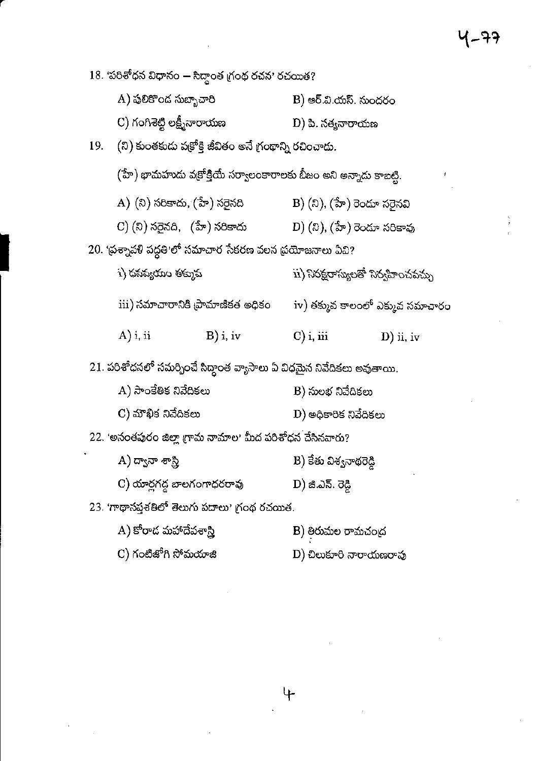18. 'పరిశోధన విధానం – సిద్ధాంత గ్రంథ రచన' రచయిత?

A) పులికొండ సుబ్బాచారి　　B) ఆర్.వి.యస్. సుందరం

C) గంగిశెట్టి లక్ష్మీనారాయణ　　D) పి. సత్యనారాయణ

19. (ని) కుంతకుడు వక్రోక్తి జీవితం అనే గ్రంథాన్ని రచించాడు.

(హే) భామహుడు వక్రోక్తియే సర్వాలంకారాలకు బీజం అని అన్నాడు కాబట్టి.

A) (ని) సరికాదు, (హే) సరైనది　　B) (ని), (హే) రెండూ సరైనవి

C) (ని) సరైనది, (హే) సరికాదు　　D) (ని), (హే) రెండూ సరికావు

20. 'ప్రశ్నావళి పద్ధతి'లో సమాచార సేకరణ వలన ప్రయోజనాలు ఏవి?

i) ధనవ్యయం తక్కువ　　ii) నిరక్షరాస్యులతో నిర్వహించవచ్చు

iii) సమాచారానికి ప్రామాణికత అధికం　　iv) తక్కువ కాలంలో ఎక్కువ సమాచారం

A) i, ii　　B) i, iv　　C) i, iii　　D) ii, iv

21. పరిశోధనలో సమర్పించే సిద్ధాంత వ్యాసాలు ఏ విధమైన నివేదికలు అవుతాయి.

A) సాంకేతిక నివేదికలు　　B) సులభ నివేదికలు

C) మౌఖిక నివేదికలు　　D) అధికారిక నివేదికలు

22. 'అనంతపురం జిల్లా గ్రామ నామాల' మీద పరిశోధన చేసినవారు?

A) ద్వానా శాస్త్రి　　B) కేతు విశ్వనాథరెడ్డి

C) యార్లగడ్డ బాలగంగాధరరావు　　D) జి.ఎన్. రెడ్డి

23. 'గాథాసప్తశతిలో తెలుగు పదాలు' గ్రంథ రచయిత.

A) కోరాడ మహాదేవశాస్త్రి　　B) తిరుమల రామచంద్ర

C) గంటిజోగి సోమయాజి　　D) చిలుకూరి నారాయణరావు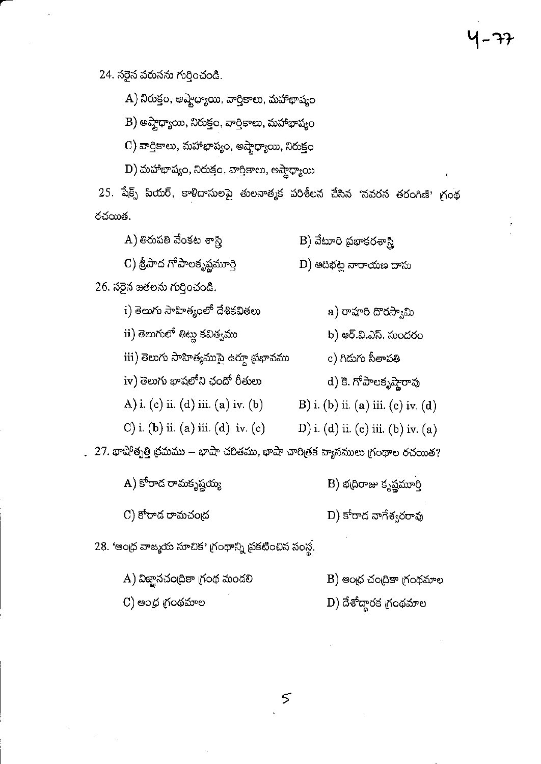24. సరైన వరుసను గుర్తించండి.

A) నిరుక్తం, అష్టాధ్యాయి, వార్తికాలు, మహాభాష్యం

B) అష్టాధ్యాయి, నిరుక్తం, వార్తికాలు, మహాభాష్యం

C) వార్తికాలు, మహాభాష్యం, అష్టాధ్యాయి, నిరుక్తం

D) మహాభాష్యం, నిరుక్తం, వార్తికాలు, అష్టాధ్యాయి

25. షేక్స్ పియర్, కాళిదాసులపై తులనాత్మక పరిశీలన చేసిన 'నవరస తరంగిణి' గ్రంథ రచయిత.

A) తిరుపతి వేంకట శాస్త్రి

B) వేటూరి ప్రభాకరశాస్త్రి

C) శ్రీపాద గోపాలకృష్ణమూర్తి

D) ఆదిభట్ల నారాయణ దాసు

26. సరైన జతలను గుర్తించండి.

i) తెలుగు సాహిత్యంలో దేశికవితలు — a) రావూరి దొరస్వామి

ii) తెలుగులో తిట్టు కవిత్వము — b) ఆర్.వి.ఎస్. సుందరం

iii) తెలుగు సాహిత్యముపై ఉర్దూ ప్రభావము — c) గిడుగు సీతాపతి

iv) తెలుగు భాషలోని ఛందో రీతులు — d) కె. గోపాలకృష్ణారావు

A) i. (c) ii. (d) iii. (a) iv. (b)

B) i. (b) ii. (a) iii. (c) iv. (d)

C) i. (b) ii. (a) iii. (d) iv. (c)

D) i. (d) ii. (c) iii. (b) iv. (a)

27. భాషోత్పత్తి క్రమము – భాషా చరితము, భాషా చారిత్రక వ్యాసములు గ్రంథాల రచయిత?

A) కోరాడ రామకృష్ణయ్య

B) భద్రిరాజు కృష్ణమూర్తి

C) కోరాడ రామచంద్ర

D) కోరాడ నాగేశ్వరరావు

28. 'ఆంధ్ర వాఙ్మయ సూచిక' గ్రంథాన్ని ప్రకటించిన సంస్థ.

A) విజ్ఞానచంద్రికా గ్రంథ మండలి

B) ఆంధ్ర చంద్రికా గ్రంథమాల

C) ఆంధ్ర గ్రంథమాల

D) దేశోద్ధారక గ్రంథమాల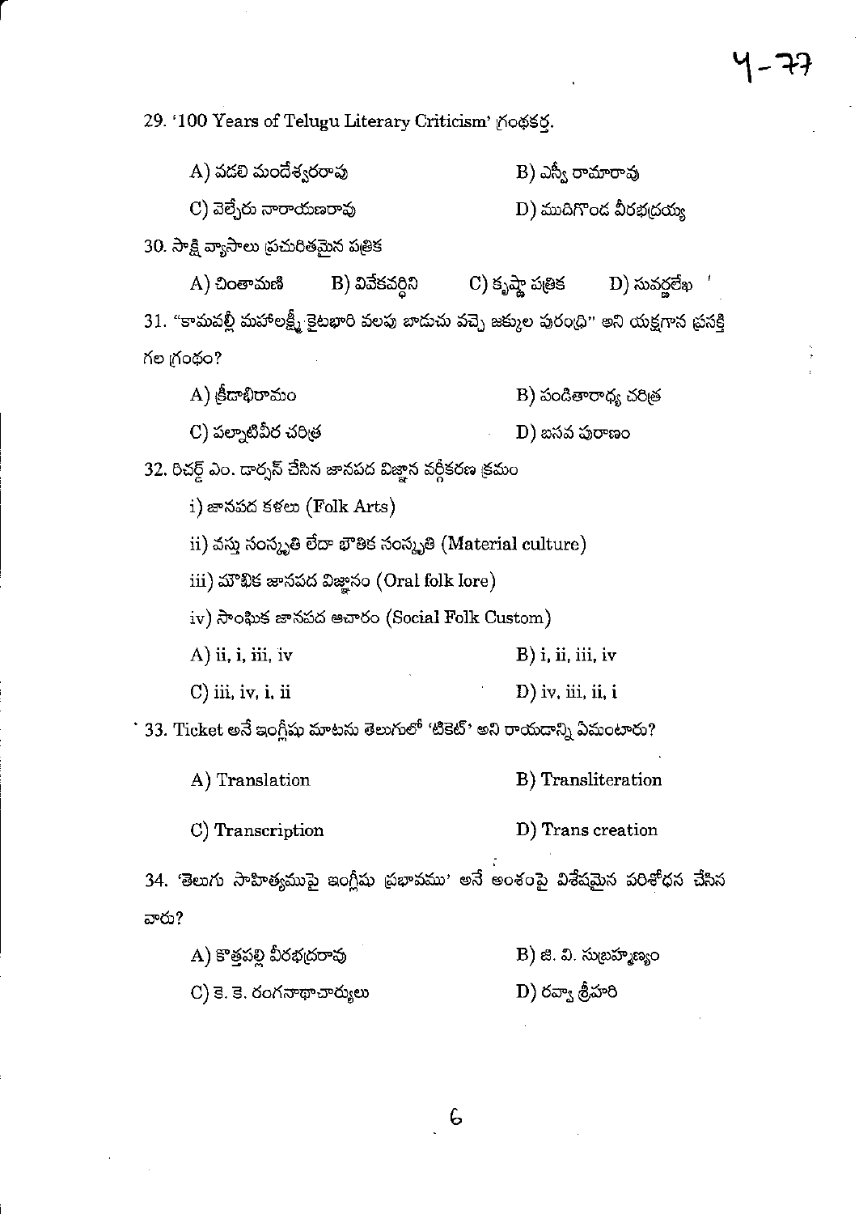29. '100 Years of Telugu Literary Criticism' గ్రంథకర్త.

A) వడలి మందేశ్వరరావు B) ఎస్వీ రామారావు

C) వెల్చేరు నారాయణరావు D) ముదిగొండ వీరభద్రయ్య

30. సాక్షి వ్యాసాలు ప్రచురితమైన పత్రిక

A) చింతామణి B) వివేకవర్ధిని C) కృష్ణా పత్రిక D) సువర్ణలేఖ

31. "కామవల్లీ మహాలక్ష్మీ కైటభారి వలపు బాడుచు వచ్చె జక్కుల పురంధ్రి" అని యక్షగాన ప్రసక్తి గల గ్రంథం?

A) క్రీడాభిరామం B) పండితారాధ్య చరిత్ర

C) పల్నాటివీర చరిత్ర D) బసవ పురాణం

32. రిచర్డ్ ఎం. డార్సన్ చేసిన జానపద విజ్ఞాన వర్గీకరణ క్రమం

i) జానపద కళలు (Folk Arts)

ii) వస్తు సంస్కృతి లేదా భౌతిక సంస్కృతి (Material culture)

iii) మౌఖిక జానపద విజ్ఞానం (Oral folk lore)

iv) సాంఘిక జానపద ఆచారం (Social Folk Custom)

A) ii, i, iii, iv B) i, ii, iii, iv

C) iii, iv, i, ii D) iv, iii, ii, i

33. Ticket అనే ఇంగ్లీషు మాటను తెలుగులో 'టికెట్' అని రాయడాన్ని ఏమంటారు?

A) Translation B) Transliteration

C) Transcription D) Trans creation

34. 'తెలుగు సాహిత్యముపై ఇంగ్లీషు ప్రభావము' అనే అంశంపై విశేషమైన పరిశోధన చేసిన వారు?

A) కొత్తపల్లి వీరభద్రరావు B) జి. వి. సుబ్రహ్మణ్యం

C) కె. కె. రంగనాథాచార్యులు D) రవ్వా శ్రీహరి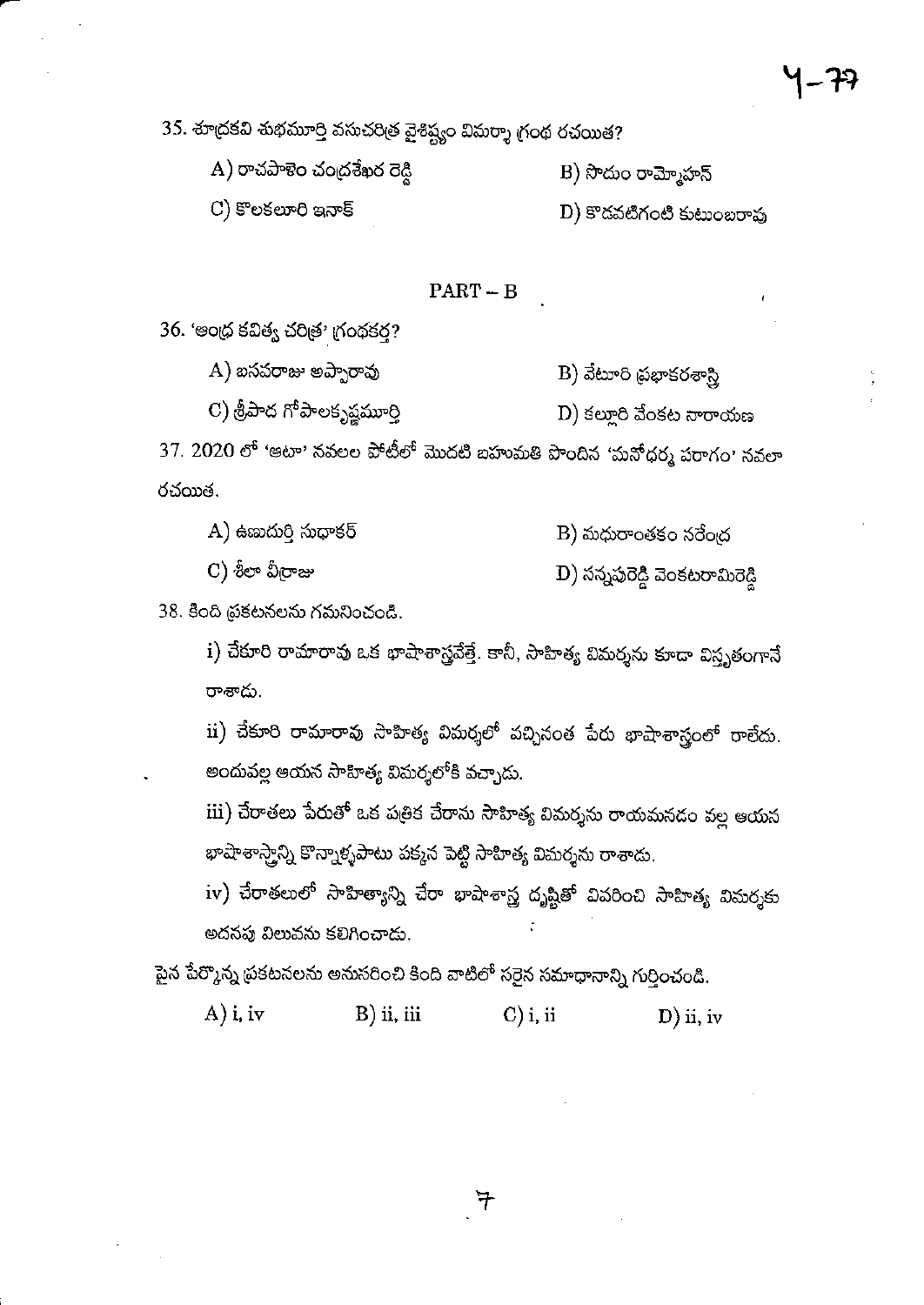35. శూద్రకవి శుభమూర్తి వసుచరిత్ర వైశిష్ట్యం విమర్శా గ్రంథ రచయిత?

A) రాచపాళెం చంద్రశేఖర రెడ్డి
B) సొదుం రామ్మోహన్
C) కొలకలూరి ఇనాక్
D) కొడవటిగంటి కుటుంబరావు

## PART – B

36. 'ఆంధ్ర కవిత్వ చరిత్ర' గ్రంథకర్త?

A) బసవరాజు అప్పారావు
B) వేటూరి ప్రభాకరశాస్త్రి
C) శ్రీపాద గోపాలకృష్ణమూర్తి
D) కల్లూరి వేంకట నారాయణ

37. 2020 లో 'ఆటా' నవలల పోటీలో మొదటి బహుమతి పొందిన 'మనోధర్మ పరాగం' నవలా రచయిత.

A) ఉణుదుర్తి సుధాకర్
B) మధురాంతకం నరేంద్ర
C) శీలా వీర్రాజు
D) సన్నపురెడ్డి వెంకటరామిరెడ్డి

38. కింది ప్రకటనలను గమనించండి.

i) చేకూరి రామారావు ఒక భాషాశాస్త్రవేత్త. కానీ, సాహిత్య విమర్శను కూడా విస్తృతంగానే రాశాడు.

ii) చేకూరి రామారావు సాహిత్య విమర్శలో వచ్చినంత పేరు భాషాశాస్త్రంలో రాలేదు. అందువల్ల ఆయన సాహిత్య విమర్శలోకి వచ్చాడు.

iii) చేరాతలు పేరుతో ఒక పత్రిక చేరాను సాహిత్య విమర్శను రాయమనడం వల్ల ఆయన భాషాశాస్త్రాన్ని కొన్నాళ్ళపాటు పక్కన పెట్టి సాహిత్య విమర్శను రాశాడు.

iv) చేరాతలులో సాహిత్యాన్ని చేరా భాషాశాస్త్ర దృష్టితో వివరించి సాహిత్య విమర్శకు అదనపు విలువను కలిగించాడు.

పైన పేర్కొన్న ప్రకటనలను అనుసరించి కింది వాటిలో సరైన సమాధానాన్ని గుర్తించండి.

A) i, iv
B) ii, iii
C) i, ii
D) ii, iv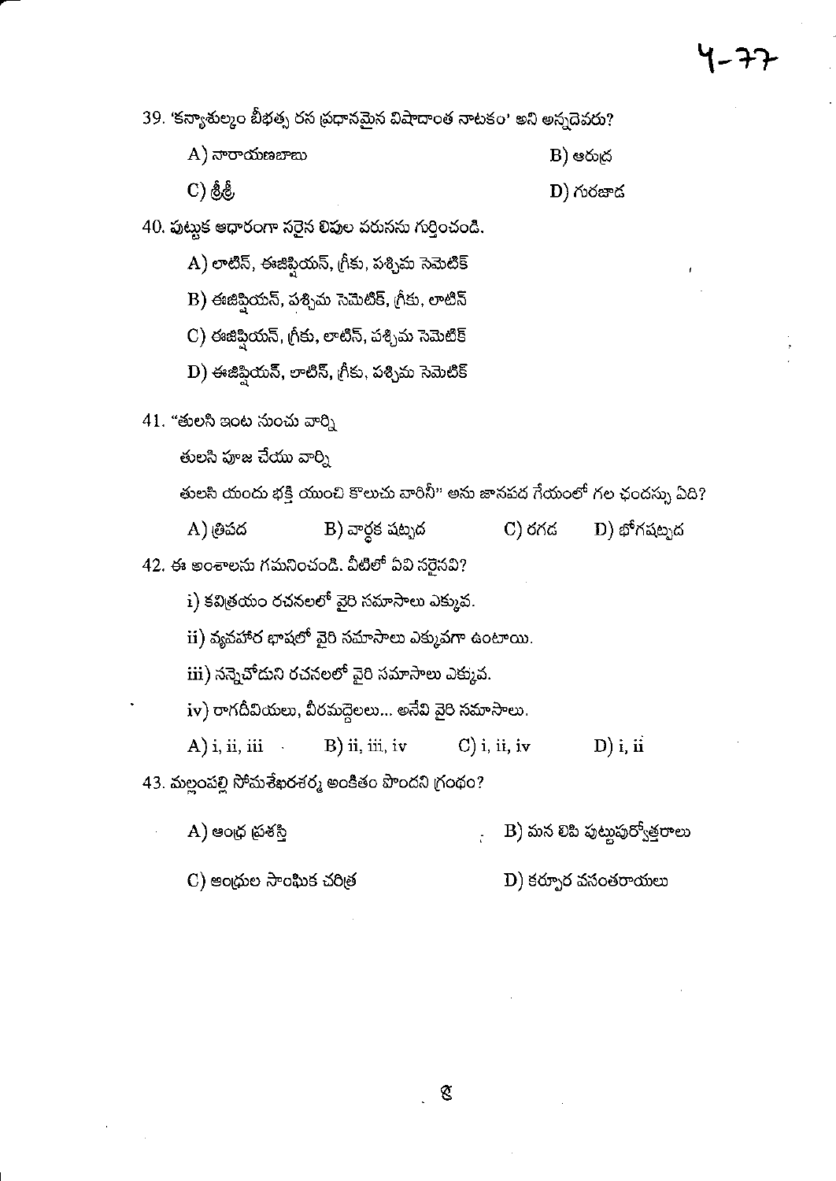39. 'కన్యాశుల్కం బీభత్స రస ప్రధానమైన విషాదాంత నాటకం' అని అన్నదెవరు?

A) నారాయణబాబు　　B) ఆరుద్ర

C) శ్రీశ్రీ　　D) గురజాడ

40. పుట్టుక ఆధారంగా సరైన లిపుల వరుసను గుర్తించండి.

A) లాటిన్, ఈజిప్షియన్, గ్రీకు, పశ్చిమ సెమెటిక్

B) ఈజిప్షియన్, పశ్చిమ సెమెటిక్, గ్రీకు, లాటిన్

C) ఈజిప్షియన్, గ్రీకు, లాటిన్, పశ్చిమ సెమెటిక్

D) ఈజిప్షియన్, లాటిన్, గ్రీకు, పశ్చిమ సెమెటిక్

41. "తులసి ఇంట నుంచు వార్కి

తులసి పూజ చేయు వార్కి

తులసి యందు భక్తి యుంచి కొలుచు వారికీ" అను జానపద గేయంలో గల ఛందస్సు ఏది?

A) త్రిపద　　B) వార్ధక షట్పద　　C) రగడ　　D) భోగషట్పద

42. ఈ అంశాలను గమనించండి. వీటిలో ఏవి సరైనవి?

i) కవిత్రయం రచనలలో వైరి సమాసాలు ఎక్కువ.

ii) వ్యవహార భాషలో వైరి సమాసాలు ఎక్కువగా ఉంటాయి.

iii) నన్నెచోడుని రచనలలో వైరి సమాసాలు ఎక్కువ.

iv) రాగదీవియలు, వీరమద్దెలలు... అనేవి వైరి సమాసాలు.

A) i, ii, iii　　B) ii, iii, iv　　C) i, ii, iv　　D) i, ii

43. మల్లంపల్లి సోమశేఖరశర్మ అంకితం పొందని గ్రంథం?

A) ఆంధ్ర ప్రశస్తి　　B) మన లిపి పుట్టుపూర్వోత్తరాలు

C) ఆంధ్రుల సాంఘిక చరిత్ర　　D) కర్పూర వసంతరాయలు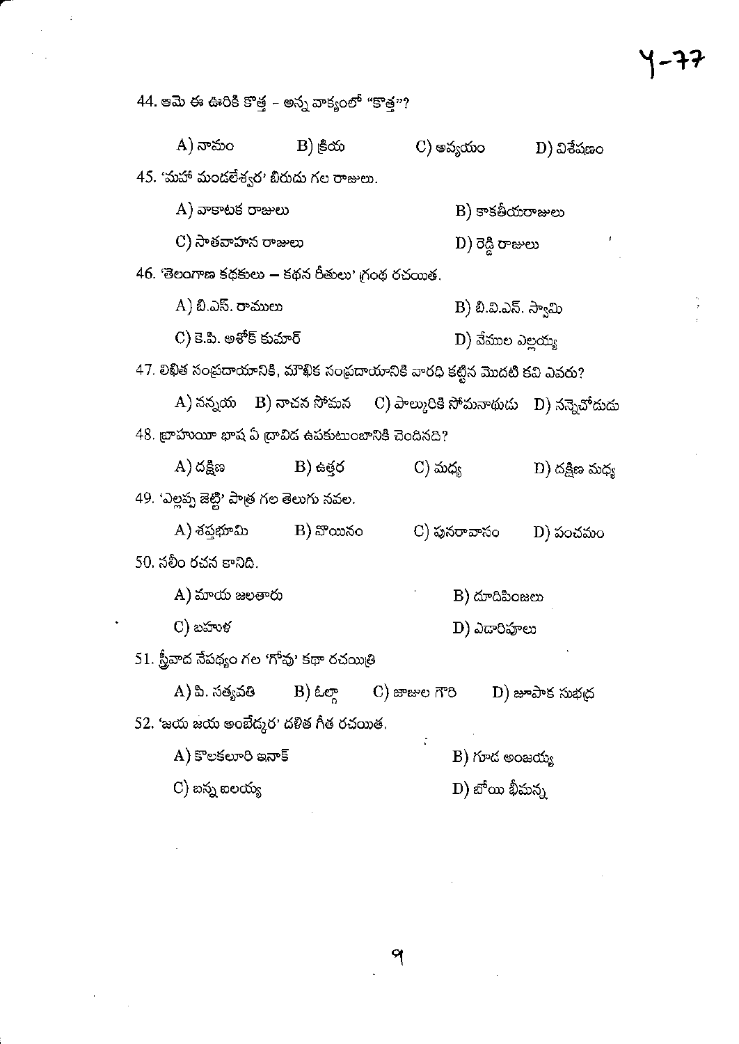44. ఆమె ఈ ఊరికి కొత్త - అన్న వాక్యంలో "కొత్త"?

A) నామం B) క్రియ C) అవ్యయం D) విశేషణం

45. 'మహా మండలేశ్వర' బిరుదు గల రాజులు.

A) వాకాటక రాజులు B) కాకతీయరాజులు

C) సాతవాహన రాజులు D) రెడ్డి రాజులు

46. 'తెలంగాణ కథకులు – కథన రీతులు' గ్రంథ రచయిత.

A) బి.ఎస్. రాములు B) బి.వి.ఎన్. స్వామి

C) కె.పి. అశోక్ కుమార్ D) వేముల ఎల్లయ్య

47. లిఖిత సంప్రదాయానికి, మౌఖిక సంప్రదాయానికి వారధి కట్టిన మొదటి కవి ఎవరు?

A) నన్నయ B) నాచన సోమన C) పాల్కురికి సోమనాథుడు D) నన్నెచోడుడు

48. బ్రాహుయీ భాష ఏ ద్రావిడ ఉపకుటుంబానికి చెందినది?

A) దక్షిణ B) ఉత్తర C) మధ్య D) దక్షిణ మధ్య

49. 'ఎల్లప్ప జెట్టి' పాత్ర గల తెలుగు నవల.

A) శప్తభూమి B) హొయినం C) పునరావాసం D) పంచమం

50. సలీం రచన కానిది.

A) మాయ జలతారు B) దూదిపింజలు

C) బహుళ D) ఎడారిపూలు

51. స్త్రీవాద నేపథ్యం గల 'గోవు' కథా రచయిత్రి

A) పి. సత్యవతి B) ఓల్గా C) జాజుల గౌరి D) జూపాక సుభద్ర

52. 'జయ జయ అంబేద్కర' దళిత గీత రచయిత.

A) కొలకలూరి ఇనాక్ B) గూడ అంజయ్య

C) బన్న ఐలయ్య D) బోయి భీమన్న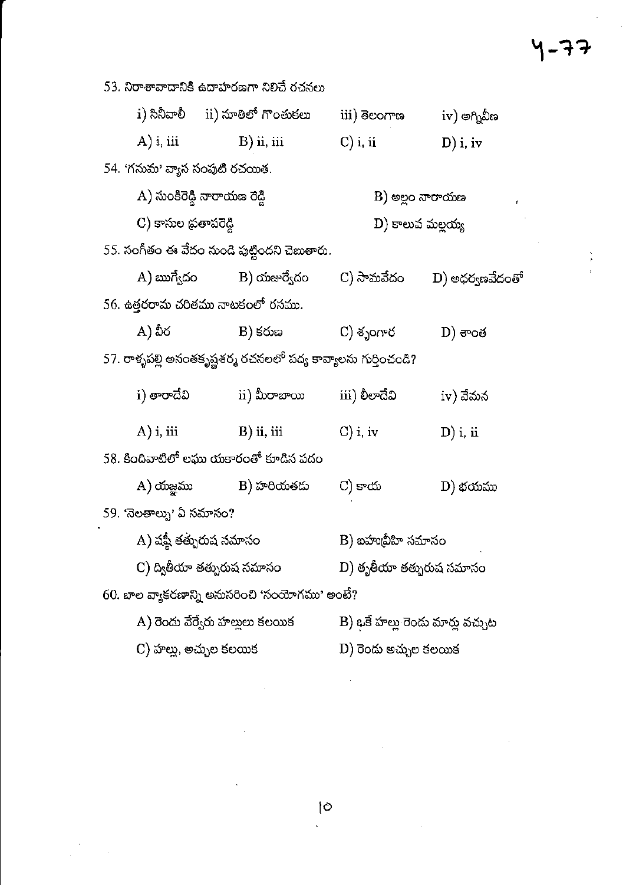53. నిరాశావాదానికి ఉదాహరణగా నిలిచే రచనలు

i) సినీవాలీ ii) నూతిలో గొంతుకలు iii) తెలంగాణ iv) అగ్నివీణ

A) i, iii B) ii, iii C) i, ii D) i, iv

54. 'గనుమ' వ్యాస సంపుటి రచయిత.

A) సుంకిరెడ్డి నారాయణ రెడ్డి B) అల్లం నారాయణ

C) కాసుల ప్రతాపరెడ్డి D) కాలువ మల్లయ్య

55. సంగీతం ఈ వేదం నుండి పుట్టిందని చెబుతారు.

A) ఋగ్వేదం B) యజుర్వేదం C) సామవేదం D) అధర్వణవేదంతో

56. ఉత్తరరామ చరితము నాటకంలో రసము.

A) వీర B) కరుణ C) శృంగార D) శాంత

57. రాళ్ళపల్లి అనంతకృష్ణశర్మ రచనలలో పద్య కావ్యాలను గుర్తించండి?

i) తారాదేవి ii) మీరాబాయి iii) లీలాదేవి iv) వేమన

A) i, iii B) ii, iii C) i, iv D) i, ii

58. కిందివాటిలో లఘు యకారంతో కూడిన పదం

A) యజ్ఞము B) హరియతడు C) కాయు D) భయము

59. 'నెలతాల్పు' ఏ సమాసం?

A) షష్ఠీ తత్పురుష సమాసం B) బహుప్రీహి సమాసం

C) ద్వితీయా తత్పురుష సమాసం D) తృతీయా తత్పురుష సమాసం

60. బాల వ్యాకరణాన్ని అనుసరించి 'సంయోగము' అంటే?

A) రెండు వేర్వేరు హల్లులు కలయిక B) ఒకే హల్లు రెండు మార్లు వచ్చుట

C) హల్లు, అచ్చుల కలయిక D) రెండు అచ్చుల కలయిక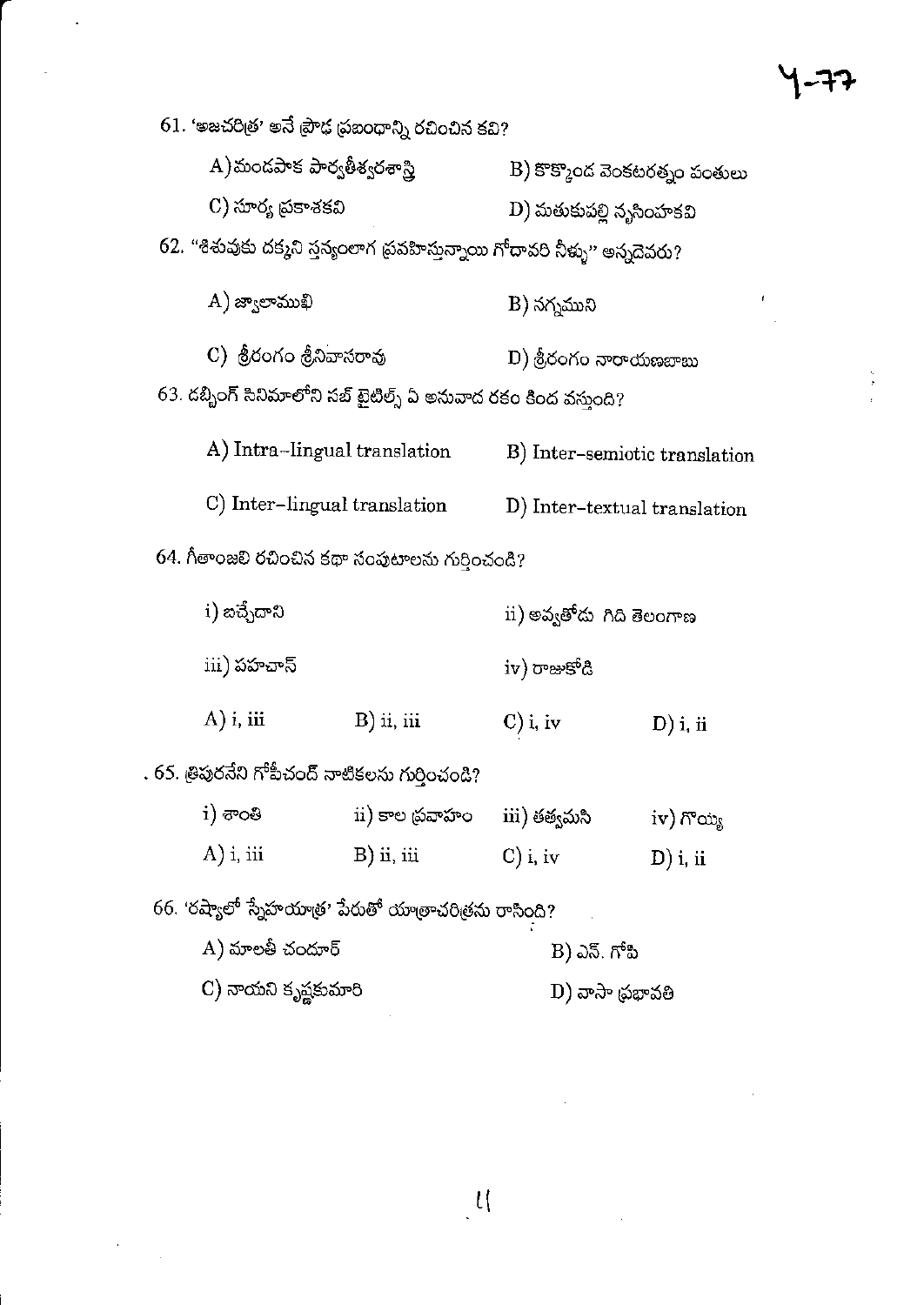61. 'అజచరిత్ర' అనే ప్రౌఢ ప్రబంధాన్ని రచించిన కవి?

A) మండపాక పార్వతీశ్వరశాస్త్రి　　B) కొక్కొండ వెంకటరత్నం పంతులు

C) సూర్య ప్రకాశకవి　　D) మతుకుపల్లి నృసింహకవి

62. "శిశువుకు దక్కని స్తన్యంలాగ ప్రవహిస్తున్నాయి గోదావరి నీళ్ళు" అన్నదెవరు?

A) జ్వాలాముఖి　　B) నగ్నముని

C) శ్రీరంగం శ్రీనివాసరావు　　D) శ్రీరంగం నారాయణబాబు

63. డబ్బింగ్ సినిమాలోని సబ్ టైటిల్స్ ఏ అనువాద రకం కింద వస్తుంది?

A) Intra-lingual translation　　B) Inter-semiotic translation

C) Inter-lingual translation　　D) Inter-textual translation

64. గీతాంజలి రచించిన కథా సంపుటాలను గుర్తించండి?

i) బచ్చేదాని　　ii) అవ్వతోడు గిది తెలంగాణ

iii) పహచాన్　　iv) రాజుకోడి

A) i, iii　　B) ii, iii　　C) i, iv　　D) i, ii

65. త్రిపురనేని గోపీచంద్ నాటికలను గుర్తించండి?

i) శాంతి　　ii) కాల ప్రవాహం　　iii) తత్వమసి　　iv) గొయ్యి

A) i, iii　　B) ii, iii　　C) i, iv　　D) i, ii

66. 'రష్యాలో స్నేహయాత్ర' పేరుతో యాత్రాచరిత్రను రాసింది?

A) మాలతీ చందూర్　　B) ఎన్. గోపి

C) నాయని కృష్ణకుమారి　　D) వాసా ప్రభావతి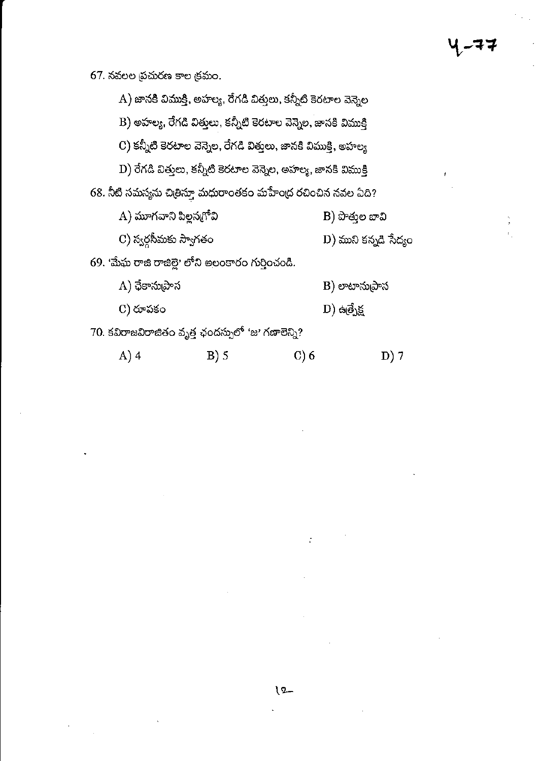67. నవలల ప్రచురణ కాల క్రమం.

A) జానకి విముక్తి, అహల్య, రేగడి విత్తులు, కన్నీటి కెరటాల వెన్నెల

B) అహల్య, రేగడి విత్తులు, కన్నీటి కెరటాల వెన్నెల, జానకి విముక్తి

C) కన్నీటి కెరటాల వెన్నెల, రేగడి విత్తులు, జానకి విముక్తి, అహల్య

D) రేగడి విత్తులు, కన్నీటి కెరటాల వెన్నెల, అహల్య, జానకి విముక్తి

68. నీటి సమస్యను చిత్రిస్తూ మధురాంతకం మహేంద్ర రచించిన నవల ఏది?

A) మూగవాని పిల్లనగ్రోవి

B) పొత్తుల బావి

C) స్వర్గసీమకు స్వాగతం

D) ముని కన్నడి సేద్యం

69. 'మేఘ రాజి రాజిల్లె' లోని అలంకారం గుర్తించండి.

A) ఛేకానుప్రాస

B) లాటానుప్రాస

C) రూపకం

D) ఉత్ప్రేక్ష

70. కవిరాజవిరాజితం వృత్త ఛందస్సులో 'జ' గణాలెన్ని?

A) 4

B) 5

C) 6

D) 7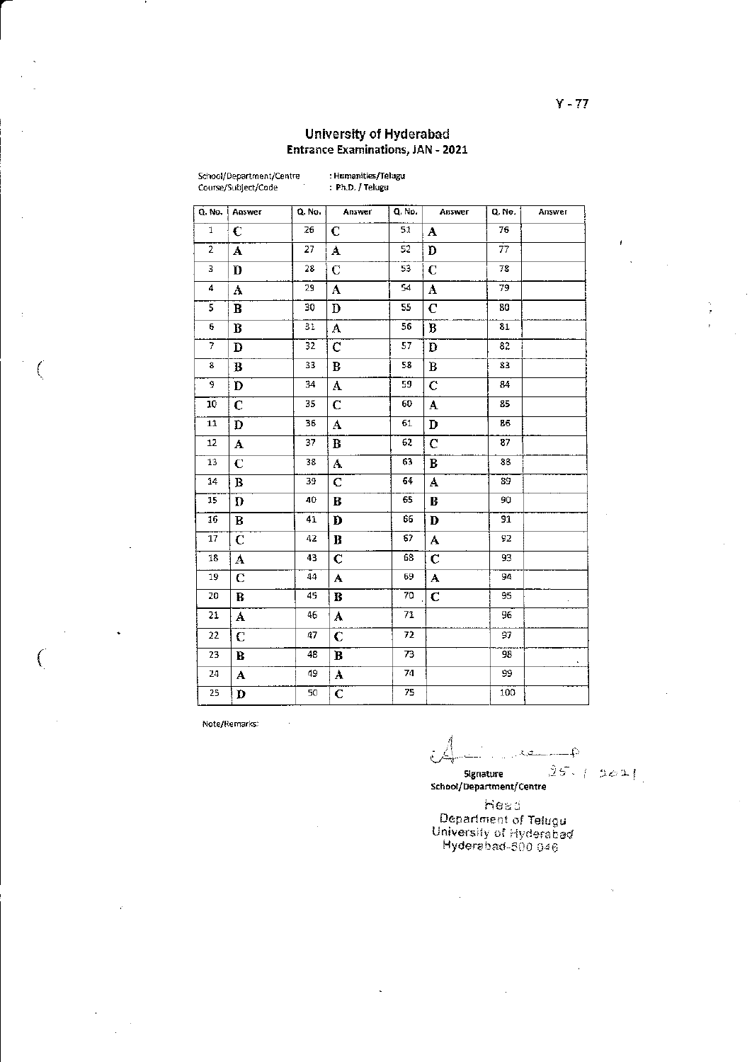Y - 77

# University of Hyderabad
## Entrance Examinations, JAN - 2021

School/Department/Centre : Humanities/Telugu
Course/Subject/Code : Ph.D. / Telugu

| Q. No. | Answer | Q. No. | Answer | Q. No. | Answer | Q. No. | Answer |
|---|---|---|---|---|---|---|---|
| 1 | C | 26 | C | 51 | A | 76 | |
| 2 | A | 27 | A | 52 | D | 77 | |
| 3 | D | 28 | C | 53 | C | 78 | |
| 4 | A | 29 | A | 54 | A | 79 | |
| 5 | B | 30 | D | 55 | C | 80 | |
| 6 | B | 31 | A | 56 | B | 81 | |
| 7 | D | 32 | C | 57 | D | 82 | |
| 8 | B | 33 | B | 58 | B | 83 | |
| 9 | D | 34 | A | 59 | C | 84 | |
| 10 | C | 35 | C | 60 | A | 85 | |
| 11 | D | 36 | A | 61 | D | 86 | |
| 12 | A | 37 | B | 62 | C | 87 | |
| 13 | C | 38 | A | 63 | B | 88 | |
| 14 | B | 39 | C | 64 | A | 89 | |
| 15 | D | 40 | B | 65 | B | 90 | |
| 16 | B | 41 | D | 66 | D | 91 | |
| 17 | C | 42 | B | 67 | A | 92 | |
| 18 | A | 43 | C | 68 | C | 93 | |
| 19 | C | 44 | A | 69 | A | 94 | |
| 20 | B | 45 | B | 70 | C | 95 | |
| 21 | A | 46 | A | 71 | | 96 | |
| 22 | C | 47 | C | 72 | | 97 | |
| 23 | B | 48 | B | 73 | | 98 | |
| 24 | A | 49 | A | 74 | | 99 | |
| 25 | D | 50 | C | 75 | | 100 | |

Note/Remarks:

Signature 25.1.2021
School/Department/Centre

Head
Department of Telugu
University of Hyderabad
Hyderabad-500 046